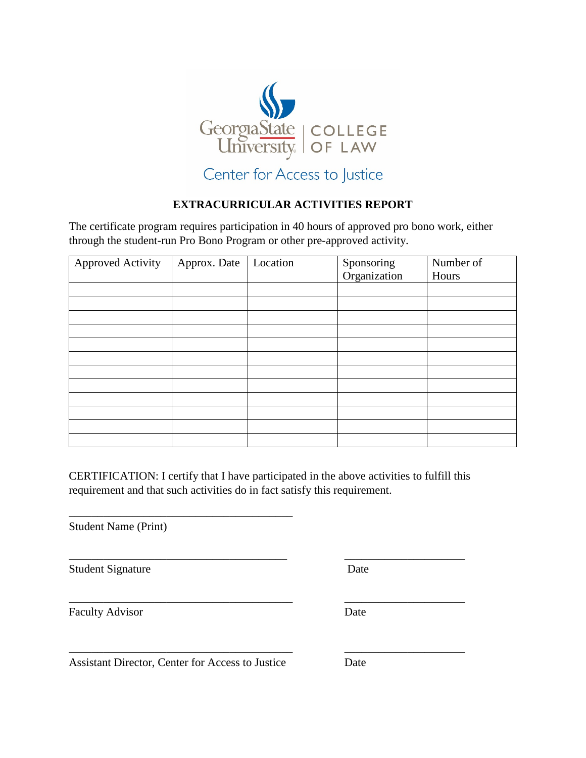Georgia State University | COLLEGE OF LAW

Center for Access to Justice

## EXTRACURRICULAR ACTIVITIES REPORT

The certificate program requires participation in 40 hours of approved pro bono work, either through the student-run Pro Bono Program or other pre-approved activity.

| Approved Activity | Approx. Date | Location | Sponsoring Organization | Number of Hours |
|---|---|---|---|---|
| | | | | |
| | | | | |
| | | | | |
| | | | | |
| | | | | |
| | | | | |
| | | | | |
| | | | | |
| | | | | |
| | | | | |
| | | | | |
| | | | | |

CERTIFICATION: I certify that I have participated in the above activities to fulfill this requirement and that such activities do in fact satisfy this requirement.

________________________________________
Student Name (Print)

________________________________________ ______________________
Student Signature Date

________________________________________ ______________________
Faculty Advisor Date

________________________________________ ______________________
Assistant Director, Center for Access to Justice Date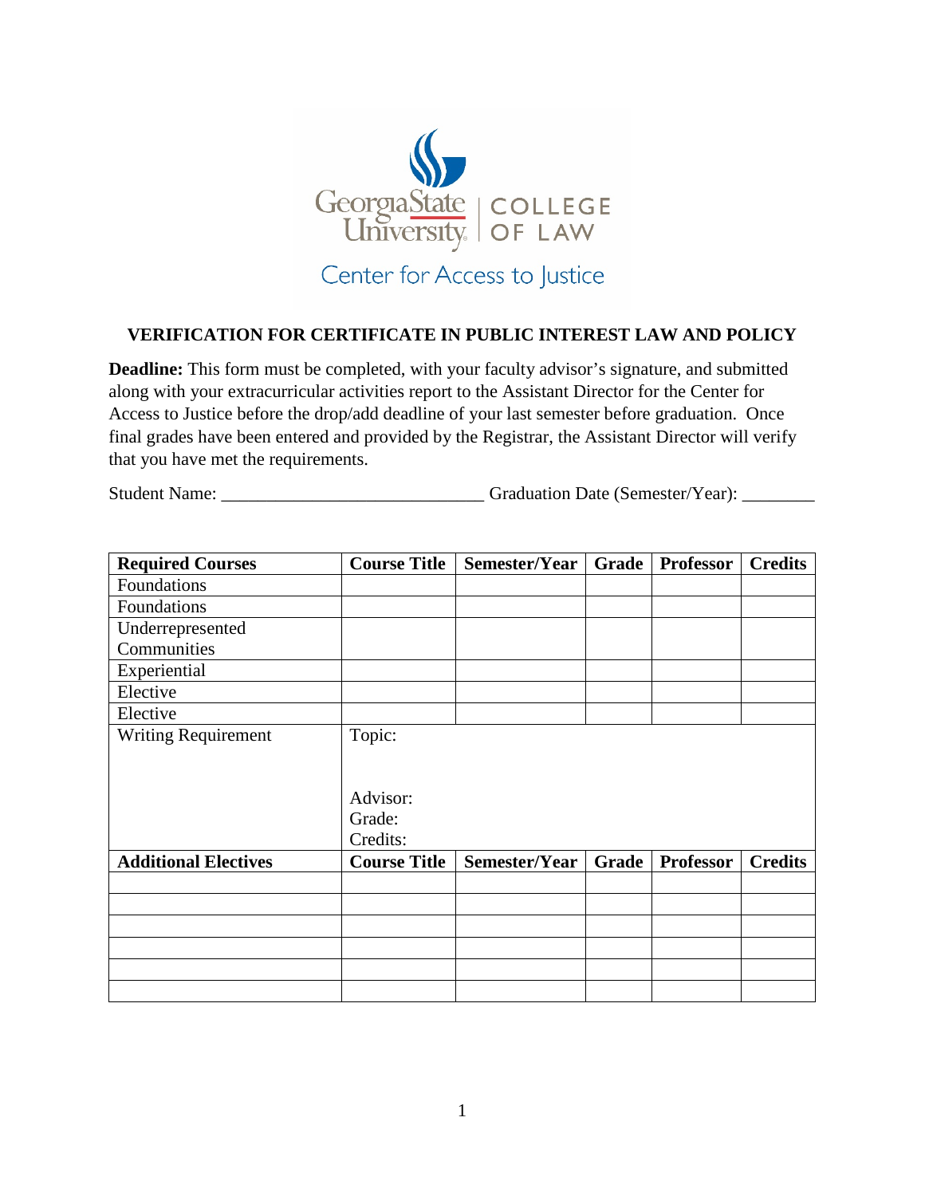Georgia State University | COLLEGE OF LAW

Center for Access to Justice

## VERIFICATION FOR CERTIFICATE IN PUBLIC INTEREST LAW AND POLICY

**Deadline:** This form must be completed, with your faculty advisor's signature, and submitted along with your extracurricular activities report to the Assistant Director for the Center for Access to Justice before the drop/add deadline of your last semester before graduation. Once final grades have been entered and provided by the Registrar, the Assistant Director will verify that you have met the requirements.

Student Name: ____________________________ Graduation Date (Semester/Year): ________

| **Required Courses** | **Course Title** | **Semester/Year** | **Grade** | **Professor** | **Credits** |
|---|---|---|---|---|---|
| Foundations | | | | | |
| Foundations | | | | | |
| Underrepresented Communities | | | | | |
| Experiential | | | | | |
| Elective | | | | | |
| Elective | | | | | |
| Writing Requirement | Topic:<br><br>Advisor:<br>Grade:<br>Credits: | | | | |
| **Additional Electives** | **Course Title** | **Semester/Year** | **Grade** | **Professor** | **Credits** |
| | | | | | |
| | | | | | |
| | | | | | |
| | | | | | |
| | | | | | |
| | | | | | |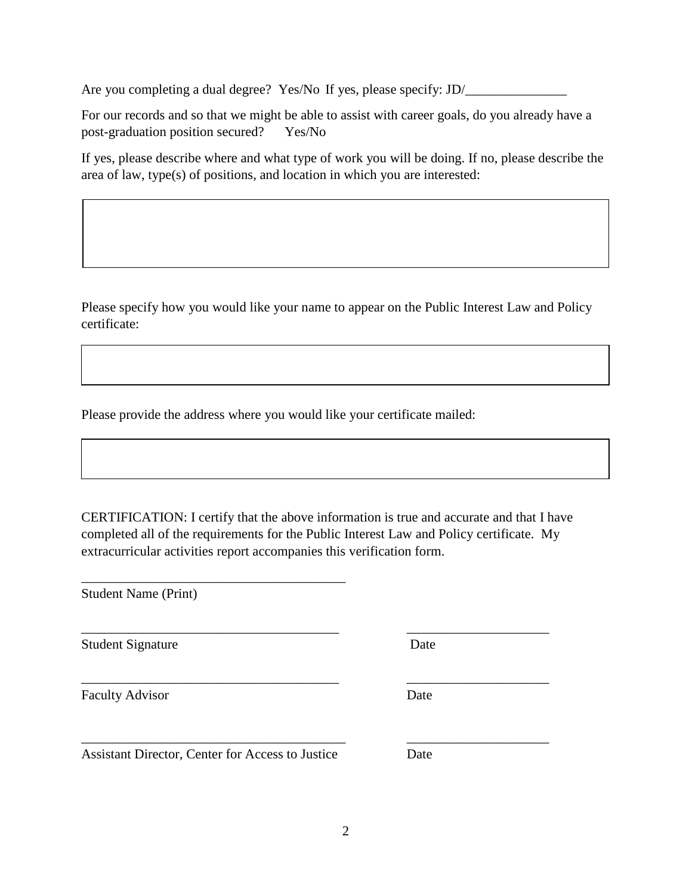Are you completing a dual degree? Yes/No If yes, please specify: JD/_______________

For our records and so that we might be able to assist with career goals, do you already have a post-graduation position secured? Yes/No

If yes, please describe where and what type of work you will be doing. If no, please describe the area of law, type(s) of positions, and location in which you are interested:

| |
|---|
| |

Please specify how you would like your name to appear on the Public Interest Law and Policy certificate:

| |
|---|
| |

Please provide the address where you would like your certificate mailed:

| |
|---|
| |

CERTIFICATION: I certify that the above information is true and accurate and that I have completed all of the requirements for the Public Interest Law and Policy certificate. My extracurricular activities report accompanies this verification form.

_______________________________________
Student Name (Print)

_______________________________________ _____________________
Student Signature Date

_______________________________________ _____________________
Faculty Advisor Date

_______________________________________ _____________________
Assistant Director, Center for Access to Justice Date